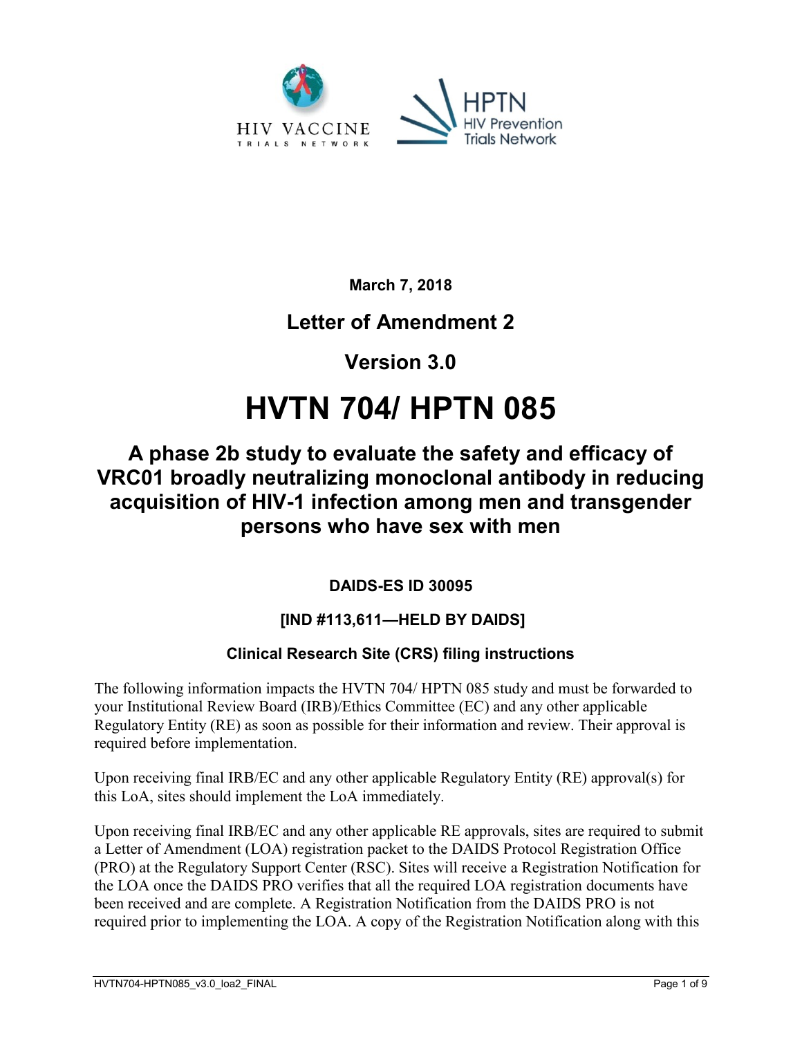HIV VACCINE TRIALS NETWORK

HPTN HIV Prevention Trials Network

**March 7, 2018**

## Letter of Amendment 2

## Version 3.0

# HVTN 704/ HPTN 085

## A phase 2b study to evaluate the safety and efficacy of VRC01 broadly neutralizing monoclonal antibody in reducing acquisition of HIV-1 infection among men and transgender persons who have sex with men

**DAIDS-ES ID 30095**

**[IND #113,611—HELD BY DAIDS]**

### Clinical Research Site (CRS) filing instructions

The following information impacts the HVTN 704/ HPTN 085 study and must be forwarded to your Institutional Review Board (IRB)/Ethics Committee (EC) and any other applicable Regulatory Entity (RE) as soon as possible for their information and review. Their approval is required before implementation.

Upon receiving final IRB/EC and any other applicable Regulatory Entity (RE) approval(s) for this LoA, sites should implement the LoA immediately.

Upon receiving final IRB/EC and any other applicable RE approvals, sites are required to submit a Letter of Amendment (LOA) registration packet to the DAIDS Protocol Registration Office (PRO) at the Regulatory Support Center (RSC). Sites will receive a Registration Notification for the LOA once the DAIDS PRO verifies that all the required LOA registration documents have been received and are complete. A Registration Notification from the DAIDS PRO is not required prior to implementing the LOA. A copy of the Registration Notification along with this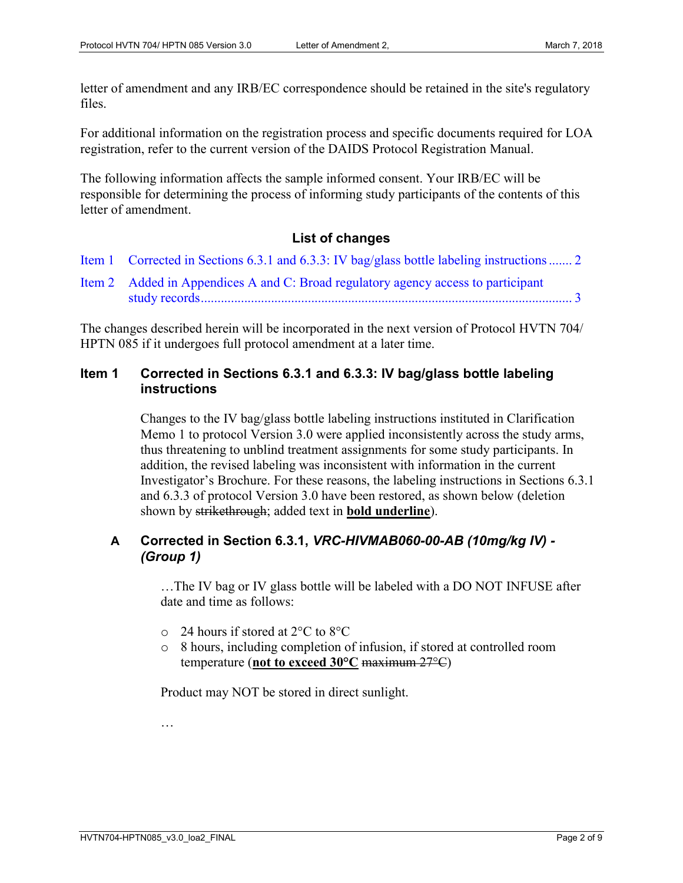letter of amendment and any IRB/EC correspondence should be retained in the site's regulatory files.

For additional information on the registration process and specific documents required for LOA registration, refer to the current version of the DAIDS Protocol Registration Manual.

The following information affects the sample informed consent. Your IRB/EC will be responsible for determining the process of informing study participants of the contents of this letter of amendment.

## List of changes

Item 1 Corrected in Sections 6.3.1 and 6.3.3: IV bag/glass bottle labeling instructions ....... 2

Item 2 Added in Appendices A and C: Broad regulatory agency access to participant study records ................................................................................................................ 3

The changes described herein will be incorporated in the next version of Protocol HVTN 704/ HPTN 085 if it undergoes full protocol amendment at a later time.

## Item 1 Corrected in Sections 6.3.1 and 6.3.3: IV bag/glass bottle labeling instructions

Changes to the IV bag/glass bottle labeling instructions instituted in Clarification Memo 1 to protocol Version 3.0 were applied inconsistently across the study arms, thus threatening to unblind treatment assignments for some study participants. In addition, the revised labeling was inconsistent with information in the current Investigator's Brochure. For these reasons, the labeling instructions in Sections 6.3.1 and 6.3.3 of protocol Version 3.0 have been restored, as shown below (deletion shown by ~~strikethrough~~; added text in **<u>bold underline</u>**).

### A Corrected in Section 6.3.1, *VRC-HIVMAB060-00-AB (10mg/kg IV) - (Group 1)*

…The IV bag or IV glass bottle will be labeled with a DO NOT INFUSE after date and time as follows:

- 24 hours if stored at 2°C to 8°C
- 8 hours, including completion of infusion, if stored at controlled room temperature (**<u>not to exceed 30°C</u>** ~~maximum 27°C~~)

Product may NOT be stored in direct sunlight.

…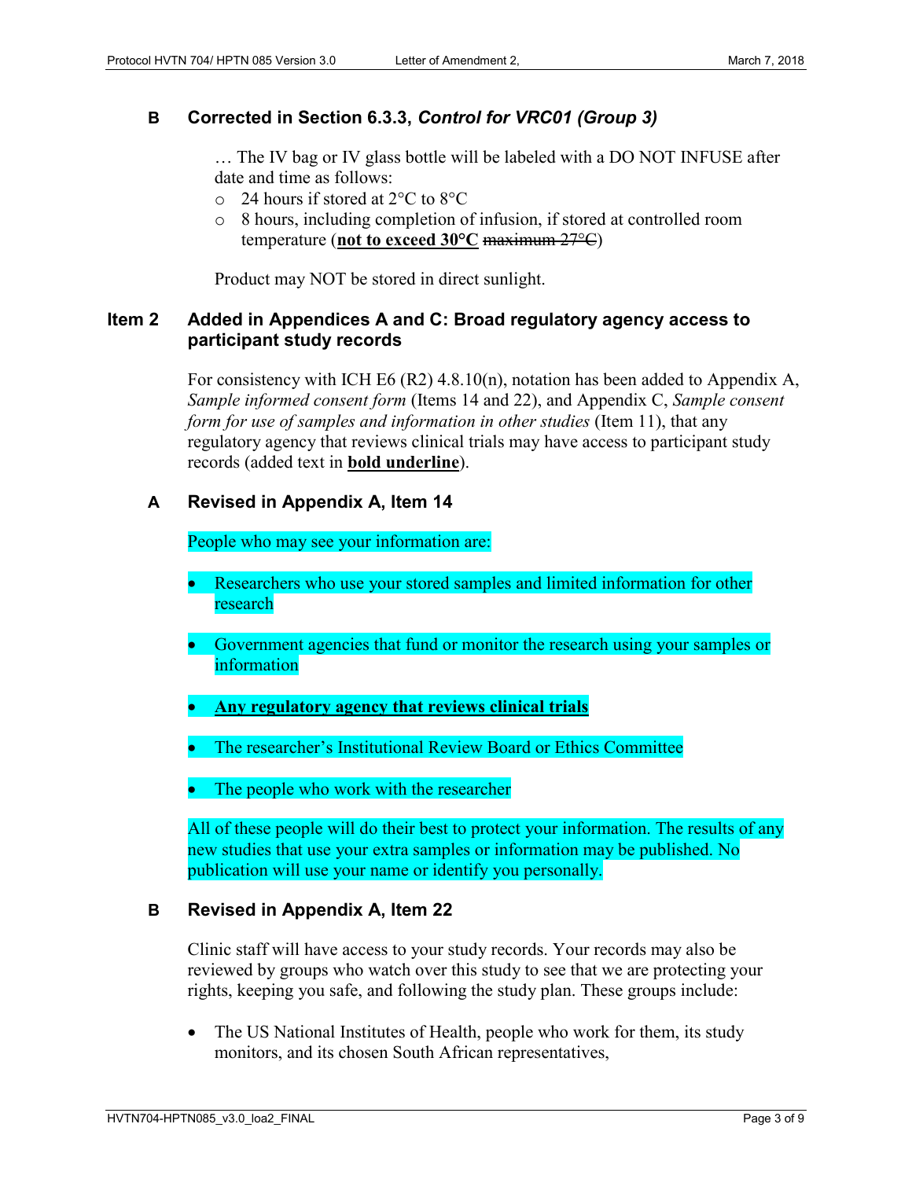### B Corrected in Section 6.3.3, *Control for VRC01 (Group 3)*

… The IV bag or IV glass bottle will be labeled with a DO NOT INFUSE after date and time as follows:

- 24 hours if stored at 2°C to 8°C
- 8 hours, including completion of infusion, if stored at controlled room temperature (**<u>not to exceed 30°C</u>** ~~maximum 27°C~~)

Product may NOT be stored in direct sunlight.

## Item 2 Added in Appendices A and C: Broad regulatory agency access to participant study records

For consistency with ICH E6 (R2) 4.8.10(n), notation has been added to Appendix A, *Sample informed consent form* (Items 14 and 22), and Appendix C, *Sample consent form for use of samples and information in other studies* (Item 11), that any regulatory agency that reviews clinical trials may have access to participant study records (added text in **<u>bold underline</u>**).

### A Revised in Appendix A, Item 14

People who may see your information are:

- Researchers who use your stored samples and limited information for other research
- Government agencies that fund or monitor the research using your samples or information
- **<u>Any regulatory agency that reviews clinical trials</u>**
- The researcher's Institutional Review Board or Ethics Committee
- The people who work with the researcher

All of these people will do their best to protect your information. The results of any new studies that use your extra samples or information may be published. No publication will use your name or identify you personally.

### B Revised in Appendix A, Item 22

Clinic staff will have access to your study records. Your records may also be reviewed by groups who watch over this study to see that we are protecting your rights, keeping you safe, and following the study plan. These groups include:

- The US National Institutes of Health, people who work for them, its study monitors, and its chosen South African representatives,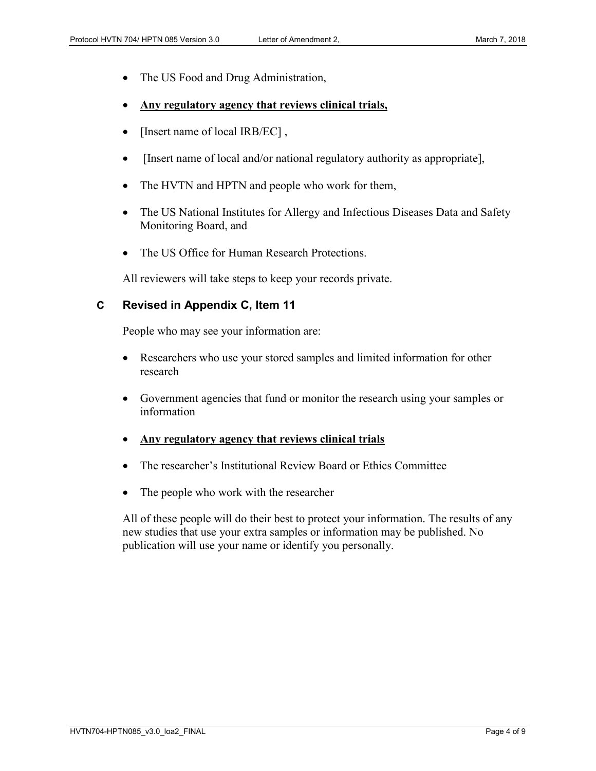- The US Food and Drug Administration,
- **<u>Any regulatory agency that reviews clinical trials,</u>**
- [Insert name of local IRB/EC] ,
- [Insert name of local and/or national regulatory authority as appropriate],
- The HVTN and HPTN and people who work for them,
- The US National Institutes for Allergy and Infectious Diseases Data and Safety Monitoring Board, and
- The US Office for Human Research Protections.

All reviewers will take steps to keep your records private.

## C Revised in Appendix C, Item 11

People who may see your information are:

- Researchers who use your stored samples and limited information for other research
- Government agencies that fund or monitor the research using your samples or information
- **<u>Any regulatory agency that reviews clinical trials</u>**
- The researcher's Institutional Review Board or Ethics Committee
- The people who work with the researcher

All of these people will do their best to protect your information. The results of any new studies that use your extra samples or information may be published. No publication will use your name or identify you personally.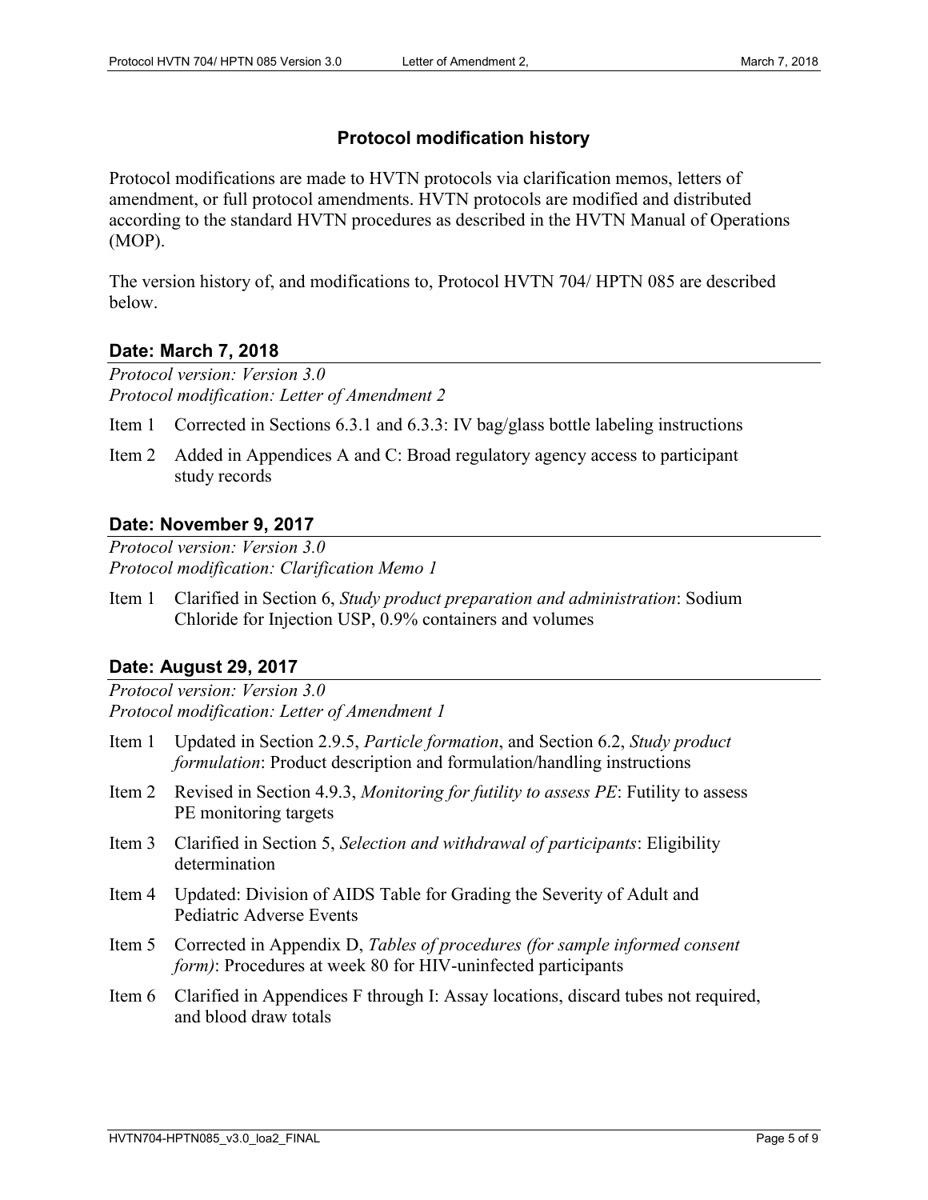## Protocol modification history

Protocol modifications are made to HVTN protocols via clarification memos, letters of amendment, or full protocol amendments. HVTN protocols are modified and distributed according to the standard HVTN procedures as described in the HVTN Manual of Operations (MOP).

The version history of, and modifications to, Protocol HVTN 704/ HPTN 085 are described below.

### Date: March 7, 2018

*Protocol version: Version 3.0*
*Protocol modification: Letter of Amendment 2*

Item 1 Corrected in Sections 6.3.1 and 6.3.3: IV bag/glass bottle labeling instructions

Item 2 Added in Appendices A and C: Broad regulatory agency access to participant study records

### Date: November 9, 2017

*Protocol version: Version 3.0*
*Protocol modification: Clarification Memo 1*

Item 1 Clarified in Section 6, *Study product preparation and administration*: Sodium Chloride for Injection USP, 0.9% containers and volumes

### Date: August 29, 2017

*Protocol version: Version 3.0*
*Protocol modification: Letter of Amendment 1*

Item 1 Updated in Section 2.9.5, *Particle formation*, and Section 6.2, *Study product formulation*: Product description and formulation/handling instructions

Item 2 Revised in Section 4.9.3, *Monitoring for futility to assess PE*: Futility to assess PE monitoring targets

Item 3 Clarified in Section 5, *Selection and withdrawal of participants*: Eligibility determination

Item 4 Updated: Division of AIDS Table for Grading the Severity of Adult and Pediatric Adverse Events

Item 5 Corrected in Appendix D, *Tables of procedures (for sample informed consent form)*: Procedures at week 80 for HIV-uninfected participants

Item 6 Clarified in Appendices F through I: Assay locations, discard tubes not required, and blood draw totals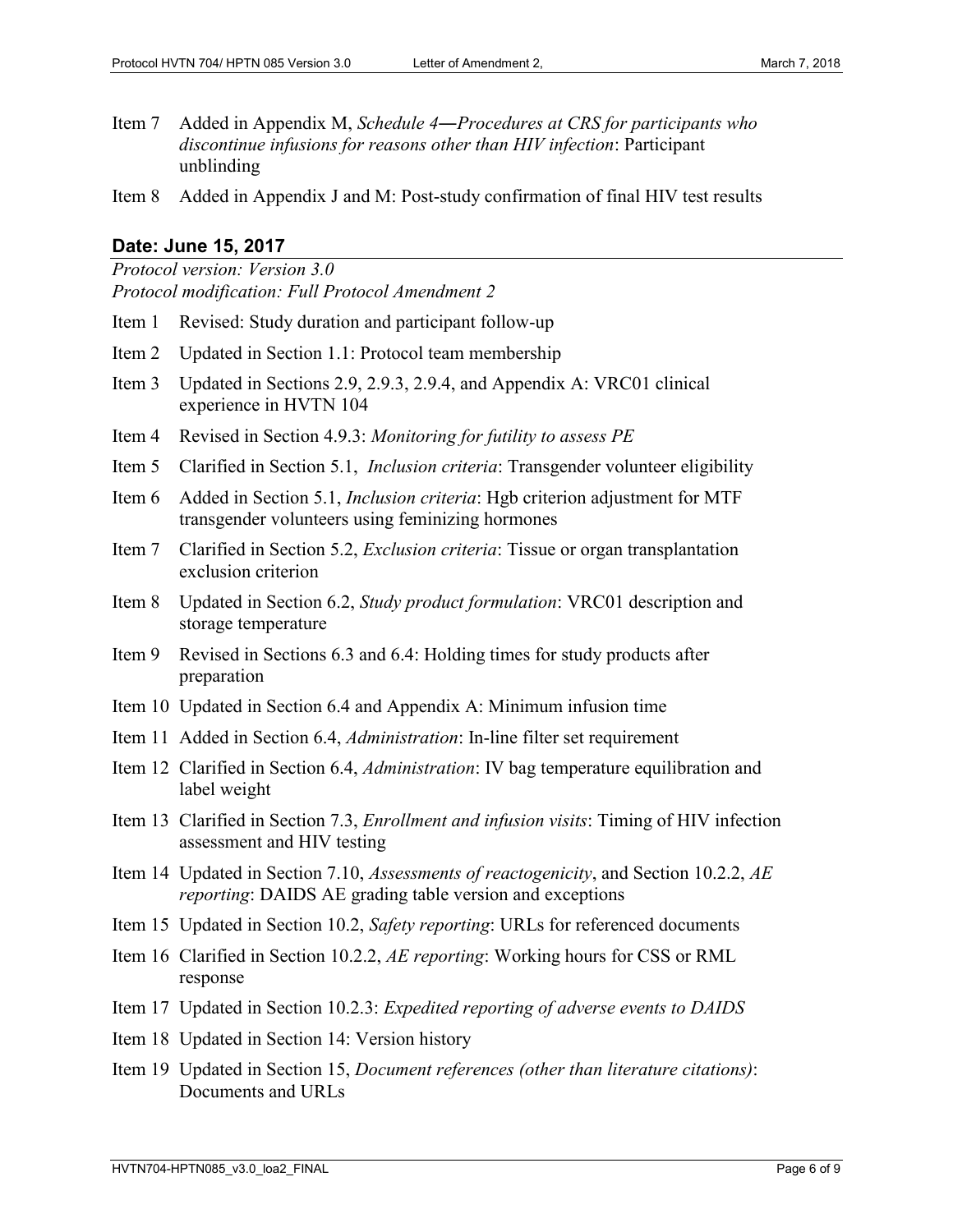Item 7 Added in Appendix M, *Schedule 4—Procedures at CRS for participants who discontinue infusions for reasons other than HIV infection*: Participant unblinding

Item 8 Added in Appendix J and M: Post-study confirmation of final HIV test results

### Date: June 15, 2017

*Protocol version: Version 3.0*
*Protocol modification: Full Protocol Amendment 2*

Item 1 Revised: Study duration and participant follow-up

Item 2 Updated in Section 1.1: Protocol team membership

Item 3 Updated in Sections 2.9, 2.9.3, 2.9.4, and Appendix A: VRC01 clinical experience in HVTN 104

Item 4 Revised in Section 4.9.3: *Monitoring for futility to assess PE*

Item 5 Clarified in Section 5.1, *Inclusion criteria*: Transgender volunteer eligibility

Item 6 Added in Section 5.1, *Inclusion criteria*: Hgb criterion adjustment for MTF transgender volunteers using feminizing hormones

Item 7 Clarified in Section 5.2, *Exclusion criteria*: Tissue or organ transplantation exclusion criterion

Item 8 Updated in Section 6.2, *Study product formulation*: VRC01 description and storage temperature

Item 9 Revised in Sections 6.3 and 6.4: Holding times for study products after preparation

Item 10 Updated in Section 6.4 and Appendix A: Minimum infusion time

Item 11 Added in Section 6.4, *Administration*: In-line filter set requirement

Item 12 Clarified in Section 6.4, *Administration*: IV bag temperature equilibration and label weight

Item 13 Clarified in Section 7.3, *Enrollment and infusion visits*: Timing of HIV infection assessment and HIV testing

Item 14 Updated in Section 7.10, *Assessments of reactogenicity*, and Section 10.2.2, *AE reporting*: DAIDS AE grading table version and exceptions

Item 15 Updated in Section 10.2, *Safety reporting*: URLs for referenced documents

Item 16 Clarified in Section 10.2.2, *AE reporting*: Working hours for CSS or RML response

Item 17 Updated in Section 10.2.3: *Expedited reporting of adverse events to DAIDS*

Item 18 Updated in Section 14: Version history

Item 19 Updated in Section 15, *Document references (other than literature citations)*: Documents and URLs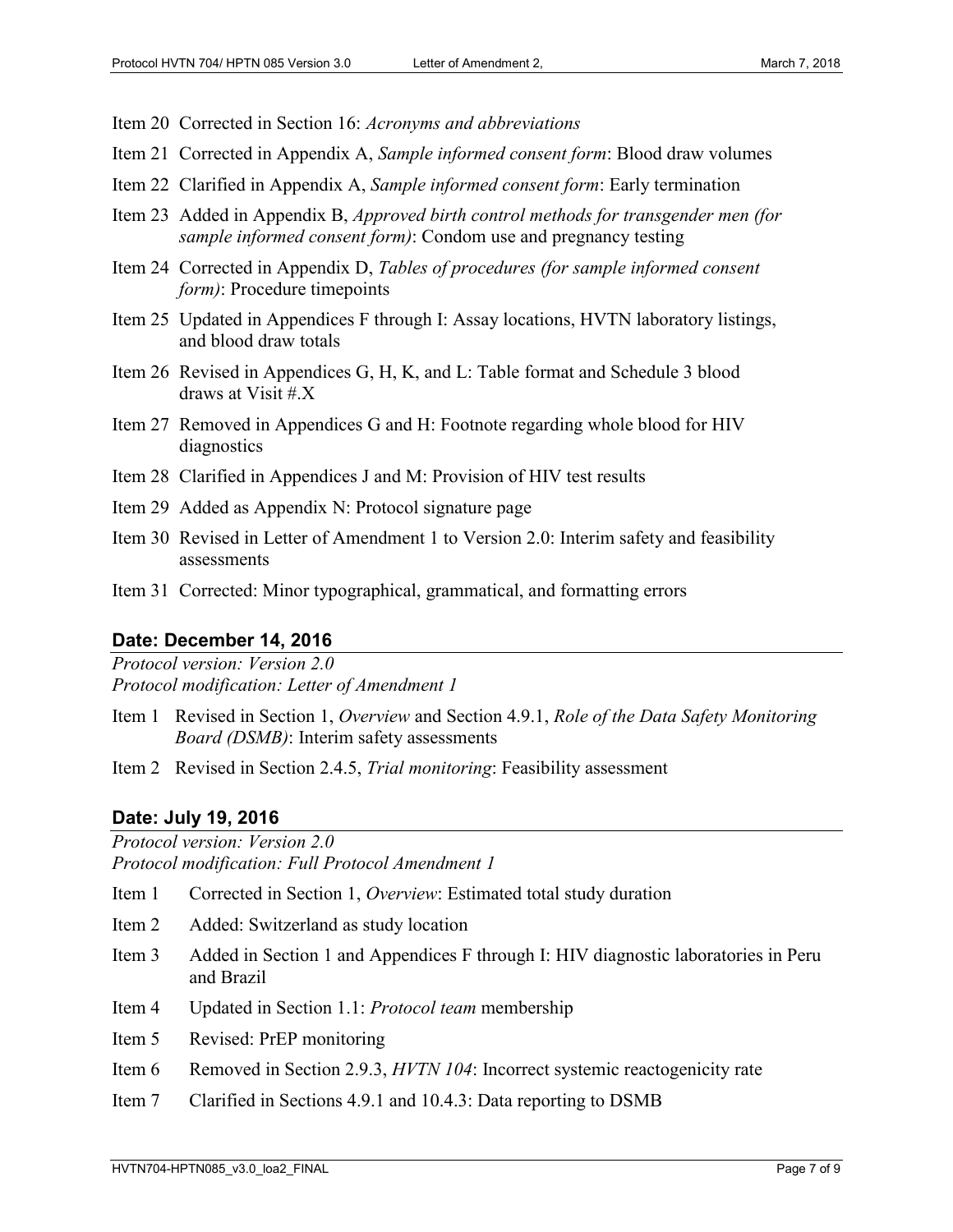Item 20 Corrected in Section 16: *Acronyms and abbreviations*

Item 21 Corrected in Appendix A, *Sample informed consent form*: Blood draw volumes

Item 22 Clarified in Appendix A, *Sample informed consent form*: Early termination

Item 23 Added in Appendix B, *Approved birth control methods for transgender men (for sample informed consent form)*: Condom use and pregnancy testing

Item 24 Corrected in Appendix D, *Tables of procedures (for sample informed consent form)*: Procedure timepoints

Item 25 Updated in Appendices F through I: Assay locations, HVTN laboratory listings, and blood draw totals

Item 26 Revised in Appendices G, H, K, and L: Table format and Schedule 3 blood draws at Visit #.X

Item 27 Removed in Appendices G and H: Footnote regarding whole blood for HIV diagnostics

Item 28 Clarified in Appendices J and M: Provision of HIV test results

Item 29 Added as Appendix N: Protocol signature page

Item 30 Revised in Letter of Amendment 1 to Version 2.0: Interim safety and feasibility assessments

Item 31 Corrected: Minor typographical, grammatical, and formatting errors

## Date: December 14, 2016

*Protocol version: Version 2.0*
*Protocol modification: Letter of Amendment 1*

Item 1 Revised in Section 1, *Overview* and Section 4.9.1, *Role of the Data Safety Monitoring Board (DSMB)*: Interim safety assessments

Item 2 Revised in Section 2.4.5, *Trial monitoring*: Feasibility assessment

## Date: July 19, 2016

*Protocol version: Version 2.0*
*Protocol modification: Full Protocol Amendment 1*

Item 1 Corrected in Section 1, *Overview*: Estimated total study duration

Item 2 Added: Switzerland as study location

Item 3 Added in Section 1 and Appendices F through I: HIV diagnostic laboratories in Peru and Brazil

Item 4 Updated in Section 1.1: *Protocol team* membership

Item 5 Revised: PrEP monitoring

Item 6 Removed in Section 2.9.3, *HVTN 104*: Incorrect systemic reactogenicity rate

Item 7 Clarified in Sections 4.9.1 and 10.4.3: Data reporting to DSMB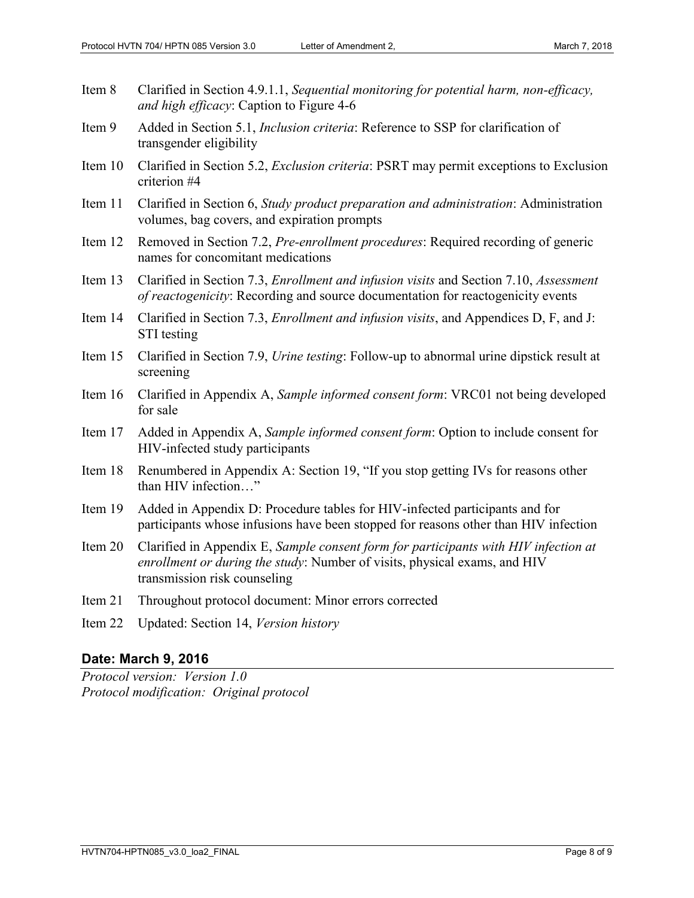Item 8 Clarified in Section 4.9.1.1, *Sequential monitoring for potential harm, non-efficacy, and high efficacy*: Caption to Figure 4-6

Item 9 Added in Section 5.1, *Inclusion criteria*: Reference to SSP for clarification of transgender eligibility

Item 10 Clarified in Section 5.2, *Exclusion criteria*: PSRT may permit exceptions to Exclusion criterion #4

Item 11 Clarified in Section 6, *Study product preparation and administration*: Administration volumes, bag covers, and expiration prompts

Item 12 Removed in Section 7.2, *Pre-enrollment procedures*: Required recording of generic names for concomitant medications

Item 13 Clarified in Section 7.3, *Enrollment and infusion visits* and Section 7.10, *Assessment of reactogenicity*: Recording and source documentation for reactogenicity events

Item 14 Clarified in Section 7.3, *Enrollment and infusion visits*, and Appendices D, F, and J: STI testing

Item 15 Clarified in Section 7.9, *Urine testing*: Follow-up to abnormal urine dipstick result at screening

Item 16 Clarified in Appendix A, *Sample informed consent form*: VRC01 not being developed for sale

Item 17 Added in Appendix A, *Sample informed consent form*: Option to include consent for HIV-infected study participants

Item 18 Renumbered in Appendix A: Section 19, "If you stop getting IVs for reasons other than HIV infection…"

Item 19 Added in Appendix D: Procedure tables for HIV-infected participants and for participants whose infusions have been stopped for reasons other than HIV infection

Item 20 Clarified in Appendix E, *Sample consent form for participants with HIV infection at enrollment or during the study*: Number of visits, physical exams, and HIV transmission risk counseling

Item 21 Throughout protocol document: Minor errors corrected

Item 22 Updated: Section 14, *Version history*

## Date: March 9, 2016

*Protocol version: Version 1.0*
*Protocol modification: Original protocol*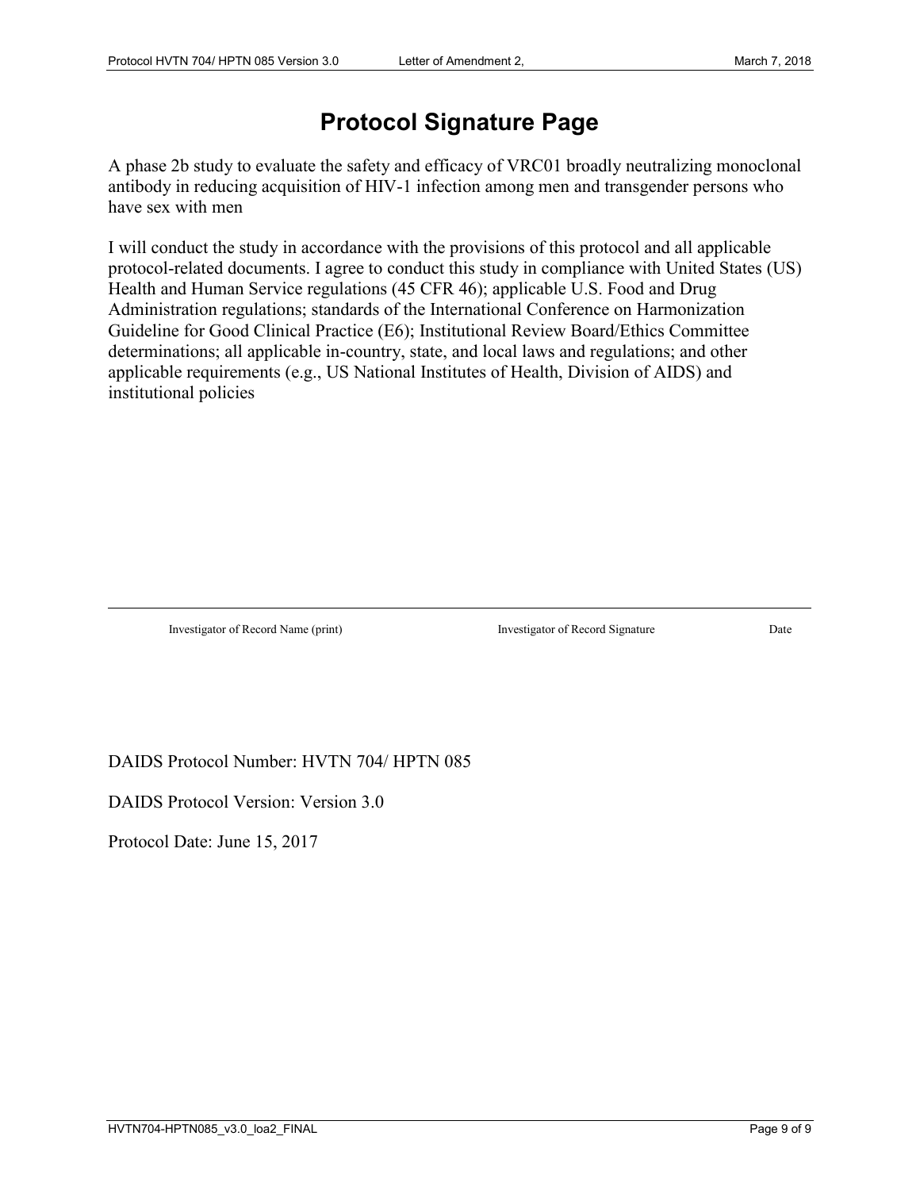# Protocol Signature Page

A phase 2b study to evaluate the safety and efficacy of VRC01 broadly neutralizing monoclonal antibody in reducing acquisition of HIV-1 infection among men and transgender persons who have sex with men

I will conduct the study in accordance with the provisions of this protocol and all applicable protocol-related documents. I agree to conduct this study in compliance with United States (US) Health and Human Service regulations (45 CFR 46); applicable U.S. Food and Drug Administration regulations; standards of the International Conference on Harmonization Guideline for Good Clinical Practice (E6); Institutional Review Board/Ethics Committee determinations; all applicable in-country, state, and local laws and regulations; and other applicable requirements (e.g., US National Institutes of Health, Division of AIDS) and institutional policies

---

| Investigator of Record Name (print) | Investigator of Record Signature | Date |
|---|---|---|

DAIDS Protocol Number: HVTN 704/ HPTN 085

DAIDS Protocol Version: Version 3.0

Protocol Date: June 15, 2017